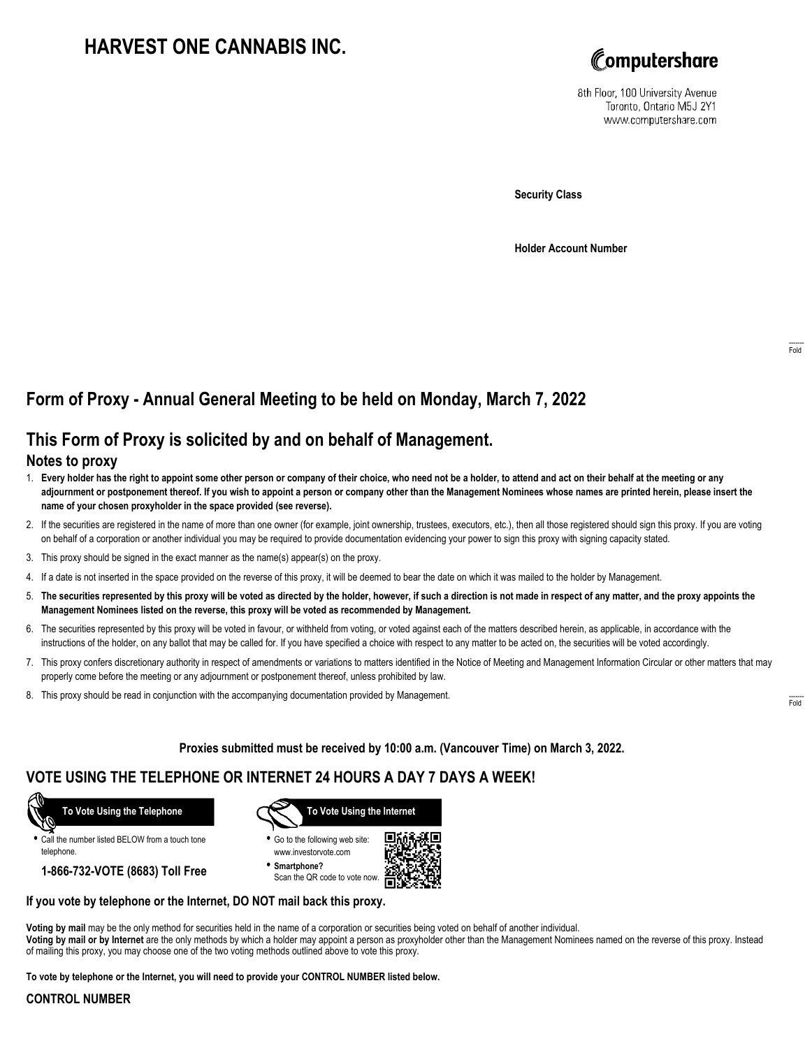# HARVEST ONE CANNABIS INC.

Computershare
8th Floor, 100 University Avenue
Toronto, Ontario M5J 2Y1
www.computershare.com

**Security Class**

**Holder Account Number**

Fold

## Form of Proxy - Annual General Meeting to be held on Monday, March 7, 2022

## This Form of Proxy is solicited by and on behalf of Management.

### Notes to proxy

1. **Every holder has the right to appoint some other person or company of their choice, who need not be a holder, to attend and act on their behalf at the meeting or any adjournment or postponement thereof. If you wish to appoint a person or company other than the Management Nominees whose names are printed herein, please insert the name of your chosen proxyholder in the space provided (see reverse).**
2. If the securities are registered in the name of more than one owner (for example, joint ownership, trustees, executors, etc.), then all those registered should sign this proxy. If you are voting on behalf of a corporation or another individual you may be required to provide documentation evidencing your power to sign this proxy with signing capacity stated.
3. This proxy should be signed in the exact manner as the name(s) appear(s) on the proxy.
4. If a date is not inserted in the space provided on the reverse of this proxy, it will be deemed to bear the date on which it was mailed to the holder by Management.
5. **The securities represented by this proxy will be voted as directed by the holder, however, if such a direction is not made in respect of any matter, and the proxy appoints the Management Nominees listed on the reverse, this proxy will be voted as recommended by Management.**
6. The securities represented by this proxy will be voted in favour, or withheld from voting, or voted against each of the matters described herein, as applicable, in accordance with the instructions of the holder, on any ballot that may be called for. If you have specified a choice with respect to any matter to be acted on, the securities will be voted accordingly.
7. This proxy confers discretionary authority in respect of amendments or variations to matters identified in the Notice of Meeting and Management Information Circular or other matters that may properly come before the meeting or any adjournment or postponement thereof, unless prohibited by law.
8. This proxy should be read in conjunction with the accompanying documentation provided by Management.

Fold

**Proxies submitted must be received by 10:00 a.m. (Vancouver Time) on March 3, 2022.**

## VOTE USING THE TELEPHONE OR INTERNET 24 HOURS A DAY 7 DAYS A WEEK!

**To Vote Using the Telephone**

- Call the number listed BELOW from a touch tone telephone.

**1-866-732-VOTE (8683) Toll Free**

**To Vote Using the Internet**

- Go to the following web site: www.investorvote.com
- **Smartphone?** Scan the QR code to vote now.

**If you vote by telephone or the Internet, DO NOT mail back this proxy.**

**Voting by mail** may be the only method for securities held in the name of a corporation or securities being voted on behalf of another individual.
**Voting by mail or by Internet** are the only methods by which a holder may appoint a person as proxyholder other than the Management Nominees named on the reverse of this proxy. Instead of mailing this proxy, you may choose one of the two voting methods outlined above to vote this proxy.

**To vote by telephone or the Internet, you will need to provide your CONTROL NUMBER listed below.**

**CONTROL NUMBER**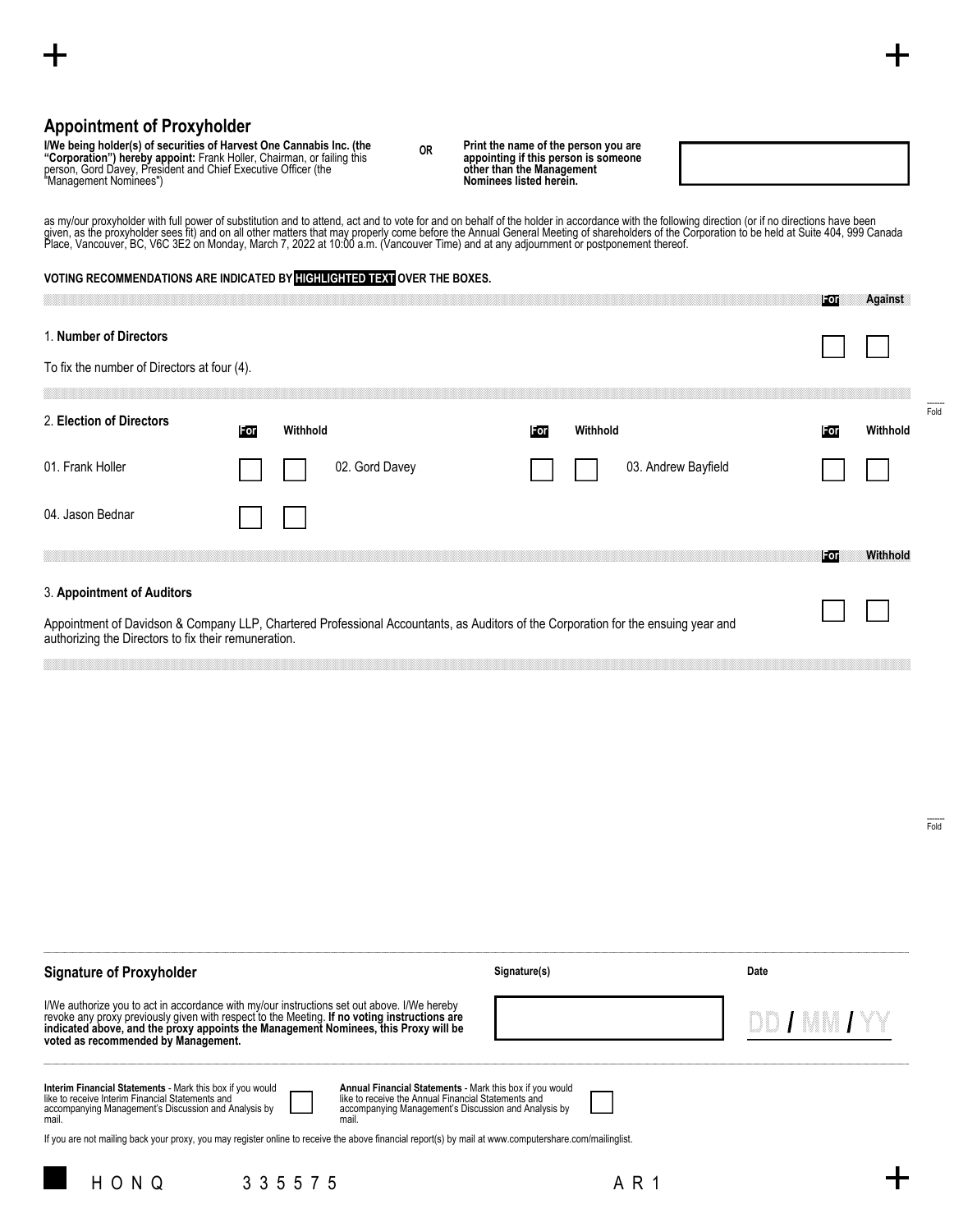## Appointment of Proxyholder

**I/We being holder(s) of securities of Harvest One Cannabis Inc. (the "Corporation") hereby appoint:** Frank Holler, Chairman, or failing this person, Gord Davey, President and Chief Executive Officer (the "Management Nominees")

**OR**

**Print the name of the person you are appointing if this person is someone other than the Management Nominees listed herein.**

as my/our proxyholder with full power of substitution and to attend, act and to vote for and on behalf of the holder in accordance with the following direction (or if no directions have been given, as the proxyholder sees fit) and on all other matters that may properly come before the Annual General Meeting of shareholders of the Corporation to be held at Suite 404, 999 Canada Place, Vancouver, BC, V6C 3E2 on Monday, March 7, 2022 at 10:00 a.m. (Vancouver Time) and at any adjournment or postponement thereof.

**VOTING RECOMMENDATIONS ARE INDICATED BY HIGHLIGHTED TEXT OVER THE BOXES.**

| | For | Against |
|---|---|---|
| 1. **Number of Directors**<br>To fix the number of Directors at four (4). | ☐ | ☐ |

2. **Election of Directors**

| | For | Withhold | | For | Withhold | | For | Withhold |
|---|---|---|---|---|---|---|---|---|
| 01. Frank Holler | ☐ | ☐ | 02. Gord Davey | ☐ | ☐ | 03. Andrew Bayfield | ☐ | ☐ |
| 04. Jason Bednar | ☐ | ☐ | | | | | | |

| | For | Withhold |
|---|---|---|
| 3. **Appointment of Auditors**<br>Appointment of Davidson & Company LLP, Chartered Professional Accountants, as Auditors of the Corporation for the ensuing year and authorizing the Directors to fix their remuneration. | ☐ | ☐ |

## Signature of Proxyholder

I/We authorize you to act in accordance with my/our instructions set out above. I/We hereby revoke any proxy previously given with respect to the Meeting. **If no voting instructions are indicated above, and the proxy appoints the Management Nominees, this Proxy will be voted as recommended by Management.**

**Signature(s)**

**Date**

DD / MM / YY

**Interim Financial Statements** - Mark this box if you would like to receive Interim Financial Statements and accompanying Management's Discussion and Analysis by mail. ☐

**Annual Financial Statements** - Mark this box if you would like to receive the Annual Financial Statements and accompanying Management's Discussion and Analysis by mail. ☐

If you are not mailing back your proxy, you may register online to receive the above financial report(s) by mail at www.computershare.com/mailinglist.

H O N Q 3 3 5 5 7 5 A R 1